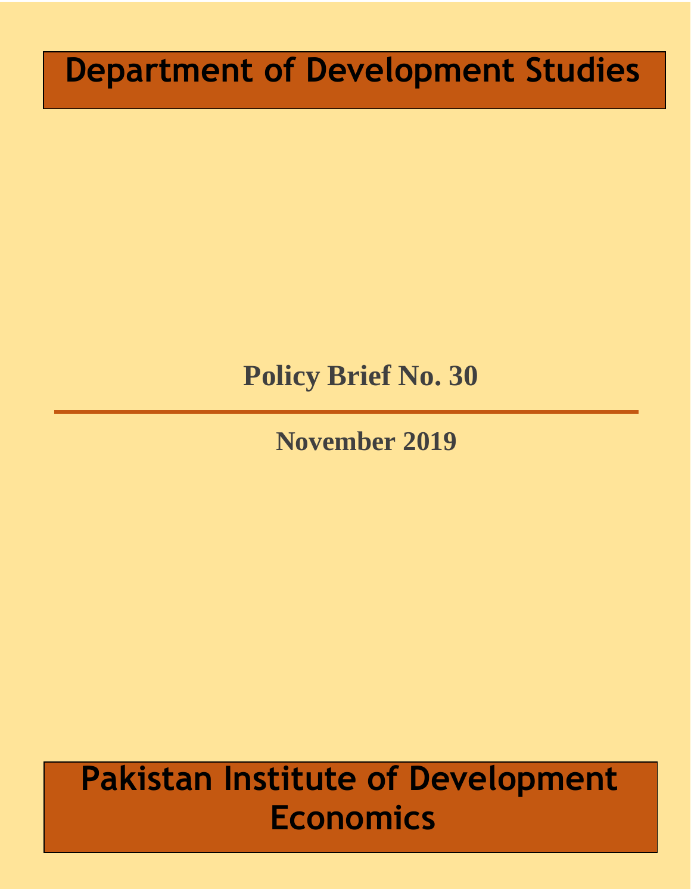# Department of Development Studies

## Policy Brief No. 30

**November 2019**

# Pakistan Institute of Development Economics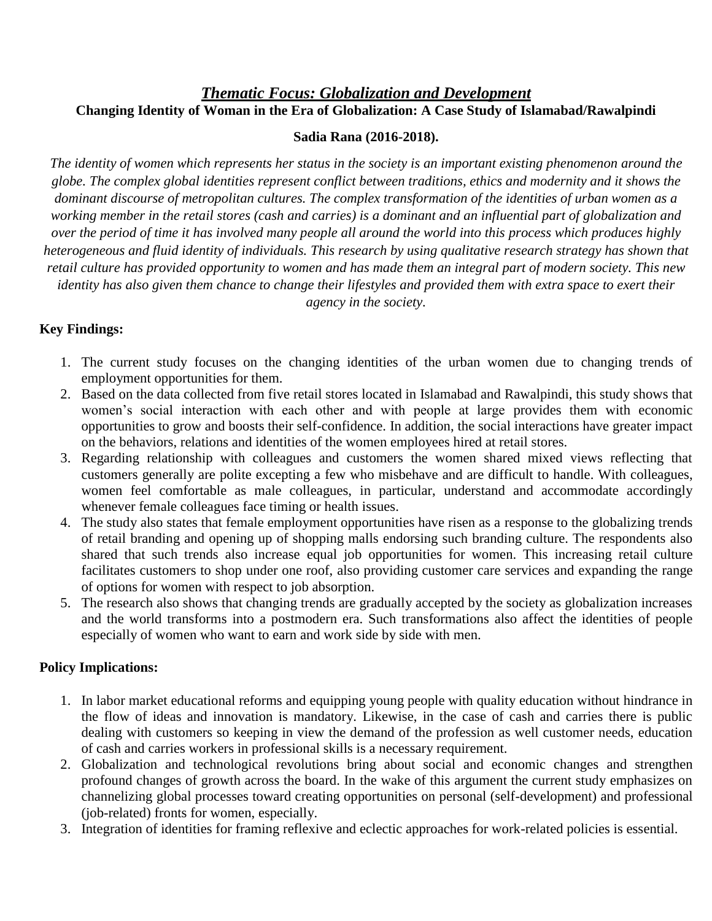## ***Thematic Focus: Globalization and Development***

**Changing Identity of Woman in the Era of Globalization: A Case Study of Islamabad/Rawalpindi**

**Sadia Rana (2016-2018).**

*The identity of women which represents her status in the society is an important existing phenomenon around the globe. The complex global identities represent conflict between traditions, ethics and modernity and it shows the dominant discourse of metropolitan cultures. The complex transformation of the identities of urban women as a working member in the retail stores (cash and carries) is a dominant and an influential part of globalization and over the period of time it has involved many people all around the world into this process which produces highly heterogeneous and fluid identity of individuals. This research by using qualitative research strategy has shown that retail culture has provided opportunity to women and has made them an integral part of modern society. This new identity has also given them chance to change their lifestyles and provided them with extra space to exert their agency in the society.*

**Key Findings:**

1. The current study focuses on the changing identities of the urban women due to changing trends of employment opportunities for them.
2. Based on the data collected from five retail stores located in Islamabad and Rawalpindi, this study shows that women's social interaction with each other and with people at large provides them with economic opportunities to grow and boosts their self-confidence. In addition, the social interactions have greater impact on the behaviors, relations and identities of the women employees hired at retail stores.
3. Regarding relationship with colleagues and customers the women shared mixed views reflecting that customers generally are polite excepting a few who misbehave and are difficult to handle. With colleagues, women feel comfortable as male colleagues, in particular, understand and accommodate accordingly whenever female colleagues face timing or health issues.
4. The study also states that female employment opportunities have risen as a response to the globalizing trends of retail branding and opening up of shopping malls endorsing such branding culture. The respondents also shared that such trends also increase equal job opportunities for women. This increasing retail culture facilitates customers to shop under one roof, also providing customer care services and expanding the range of options for women with respect to job absorption.
5. The research also shows that changing trends are gradually accepted by the society as globalization increases and the world transforms into a postmodern era. Such transformations also affect the identities of people especially of women who want to earn and work side by side with men.

**Policy Implications:**

1. In labor market educational reforms and equipping young people with quality education without hindrance in the flow of ideas and innovation is mandatory. Likewise, in the case of cash and carries there is public dealing with customers so keeping in view the demand of the profession as well customer needs, education of cash and carries workers in professional skills is a necessary requirement.
2. Globalization and technological revolutions bring about social and economic changes and strengthen profound changes of growth across the board. In the wake of this argument the current study emphasizes on channelizing global processes toward creating opportunities on personal (self-development) and professional (job-related) fronts for women, especially.
3. Integration of identities for framing reflexive and eclectic approaches for work-related policies is essential.